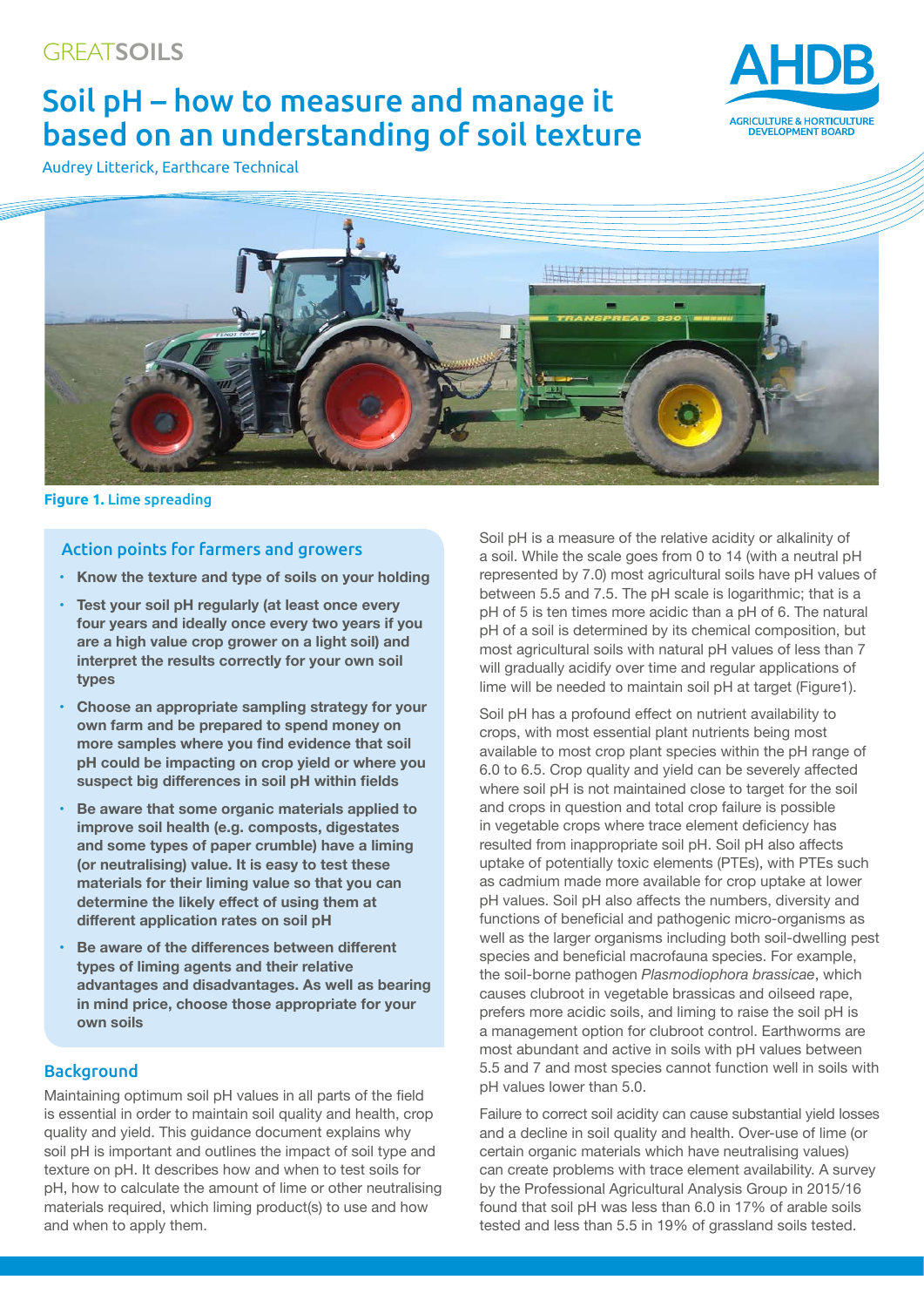GREATSOILS

# Soil pH – how to measure and manage it based on an understanding of soil texture

Audrey Litterick, Earthcare Technical

**Figure 1.** Lime spreading

## Action points for farmers and growers

- **Know the texture and type of soils on your holding**
- **Test your soil pH regularly (at least once every four years and ideally once every two years if you are a high value crop grower on a light soil) and interpret the results correctly for your own soil types**
- **Choose an appropriate sampling strategy for your own farm and be prepared to spend money on more samples where you find evidence that soil pH could be impacting on crop yield or where you suspect big differences in soil pH within fields**
- **Be aware that some organic materials applied to improve soil health (e.g. composts, digestates and some types of paper crumble) have a liming (or neutralising) value. It is easy to test these materials for their liming value so that you can determine the likely effect of using them at different application rates on soil pH**
- **Be aware of the differences between different types of liming agents and their relative advantages and disadvantages. As well as bearing in mind price, choose those appropriate for your own soils**

## Background

Maintaining optimum soil pH values in all parts of the field is essential in order to maintain soil quality and health, crop quality and yield. This guidance document explains why soil pH is important and outlines the impact of soil type and texture on pH. It describes how and when to test soils for pH, how to calculate the amount of lime or other neutralising materials required, which liming product(s) to use and how and when to apply them.

Soil pH is a measure of the relative acidity or alkalinity of a soil. While the scale goes from 0 to 14 (with a neutral pH represented by 7.0) most agricultural soils have pH values of between 5.5 and 7.5. The pH scale is logarithmic; that is a pH of 5 is ten times more acidic than a pH of 6. The natural pH of a soil is determined by its chemical composition, but most agricultural soils with natural pH values of less than 7 will gradually acidify over time and regular applications of lime will be needed to maintain soil pH at target (Figure1).

Soil pH has a profound effect on nutrient availability to crops, with most essential plant nutrients being most available to most crop plant species within the pH range of 6.0 to 6.5. Crop quality and yield can be severely affected where soil pH is not maintained close to target for the soil and crops in question and total crop failure is possible in vegetable crops where trace element deficiency has resulted from inappropriate soil pH. Soil pH also affects uptake of potentially toxic elements (PTEs), with PTEs such as cadmium made more available for crop uptake at lower pH values. Soil pH also affects the numbers, diversity and functions of beneficial and pathogenic micro-organisms as well as the larger organisms including both soil-dwelling pest species and beneficial macrofauna species. For example, the soil-borne pathogen *Plasmodiophora brassicae*, which causes clubroot in vegetable brassicas and oilseed rape, prefers more acidic soils, and liming to raise the soil pH is a management option for clubroot control. Earthworms are most abundant and active in soils with pH values between 5.5 and 7 and most species cannot function well in soils with pH values lower than 5.0.

Failure to correct soil acidity can cause substantial yield losses and a decline in soil quality and health. Over-use of lime (or certain organic materials which have neutralising values) can create problems with trace element availability. A survey by the Professional Agricultural Analysis Group in 2015/16 found that soil pH was less than 6.0 in 17% of arable soils tested and less than 5.5 in 19% of grassland soils tested.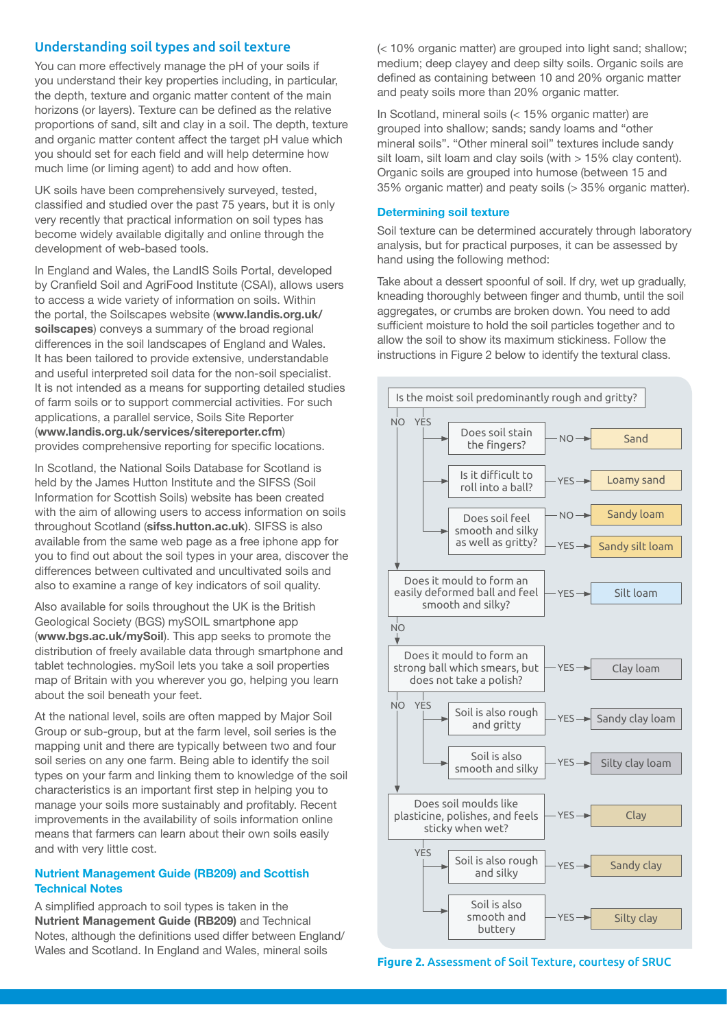## Understanding soil types and soil texture

You can more effectively manage the pH of your soils if you understand their key properties including, in particular, the depth, texture and organic matter content of the main horizons (or layers). Texture can be defined as the relative proportions of sand, silt and clay in a soil. The depth, texture and organic matter content affect the target pH value which you should set for each field and will help determine how much lime (or liming agent) to add and how often.

UK soils have been comprehensively surveyed, tested, classified and studied over the past 75 years, but it is only very recently that practical information on soil types has become widely available digitally and online through the development of web-based tools.

In England and Wales, the LandIS Soils Portal, developed by Cranfield Soil and AgriFood Institute (CSAI), allows users to access a wide variety of information on soils. Within the portal, the Soilscapes website (**www.landis.org.uk/soilscapes**) conveys a summary of the broad regional differences in the soil landscapes of England and Wales. It has been tailored to provide extensive, understandable and useful interpreted soil data for the non-soil specialist. It is not intended as a means for supporting detailed studies of farm soils or to support commercial activities. For such applications, a parallel service, Soils Site Reporter (**www.landis.org.uk/services/sitereporter.cfm**) provides comprehensive reporting for specific locations.

In Scotland, the National Soils Database for Scotland is held by the James Hutton Institute and the SIFSS (Soil Information for Scottish Soils) website has been created with the aim of allowing users to access information on soils throughout Scotland (**sifss.hutton.ac.uk**). SIFSS is also available from the same web page as a free iphone app for you to find out about the soil types in your area, discover the differences between cultivated and uncultivated soils and also to examine a range of key indicators of soil quality.

Also available for soils throughout the UK is the British Geological Society (BGS) mySOIL smartphone app (**www.bgs.ac.uk/mySoil**). This app seeks to promote the distribution of freely available data through smartphone and tablet technologies. mySoil lets you take a soil properties map of Britain with you wherever you go, helping you learn about the soil beneath your feet.

At the national level, soils are often mapped by Major Soil Group or sub-group, but at the farm level, soil series is the mapping unit and there are typically between two and four soil series on any one farm. Being able to identify the soil types on your farm and linking them to knowledge of the soil characteristics is an important first step in helping you to manage your soils more sustainably and profitably. Recent improvements in the availability of soils information online means that farmers can learn about their own soils easily and with very little cost.

### Nutrient Management Guide (RB209) and Scottish Technical Notes

A simplified approach to soil types is taken in the **Nutrient Management Guide (RB209)** and Technical Notes, although the definitions used differ between England/Wales and Scotland. In England and Wales, mineral soils (< 10% organic matter) are grouped into light sand; shallow; medium; deep clayey and deep silty soils. Organic soils are defined as containing between 10 and 20% organic matter and peaty soils more than 20% organic matter.

In Scotland, mineral soils (< 15% organic matter) are grouped into shallow; sands; sandy loams and "other mineral soils". "Other mineral soil" textures include sandy silt loam, silt loam and clay soils (with > 15% clay content). Organic soils are grouped into humose (between 15 and 35% organic matter) and peaty soils (> 35% organic matter).

### Determining soil texture

Soil texture can be determined accurately through laboratory analysis, but for practical purposes, it can be assessed by hand using the following method:

Take about a dessert spoonful of soil. If dry, wet up gradually, kneading thoroughly between finger and thumb, until the soil aggregates, or crumbs are broken down. You need to add sufficient moisture to hold the soil particles together and to allow the soil to show its maximum stickiness. Follow the instructions in Figure 2 below to identify the textural class.

- Is the moist soil predominantly rough and gritty?
  - YES:
    - Does soil stain the fingers? — NO → **Sand**
    - Is it difficult to roll into a ball? — YES → **Loamy sand**
    - Does soil feel smooth and silky as well as gritty? — NO → **Sandy loam**; YES → **Sandy silt loam**
  - NO:
    - Does it mould to form an easily deformed ball and feel smooth and silky? — YES → **Silt loam**
    - NO:
      - Does it mould to form a strong ball which smears, but does not take a polish? — YES → **Clay loam**
        - YES: Soil is also rough and gritty — YES → **Sandy clay loam**
        - Soil is also smooth and silky — YES → **Silty clay loam**
      - NO:
        - Does soil moulds like plasticine, polishes, and feels sticky when wet? — YES → **Clay**
          - YES: Soil is also rough and silky — YES → **Sandy clay**
          - Soil is also smooth and buttery — YES → **Silty clay**

**Figure 2. Assessment of Soil Texture, courtesy of SRUC**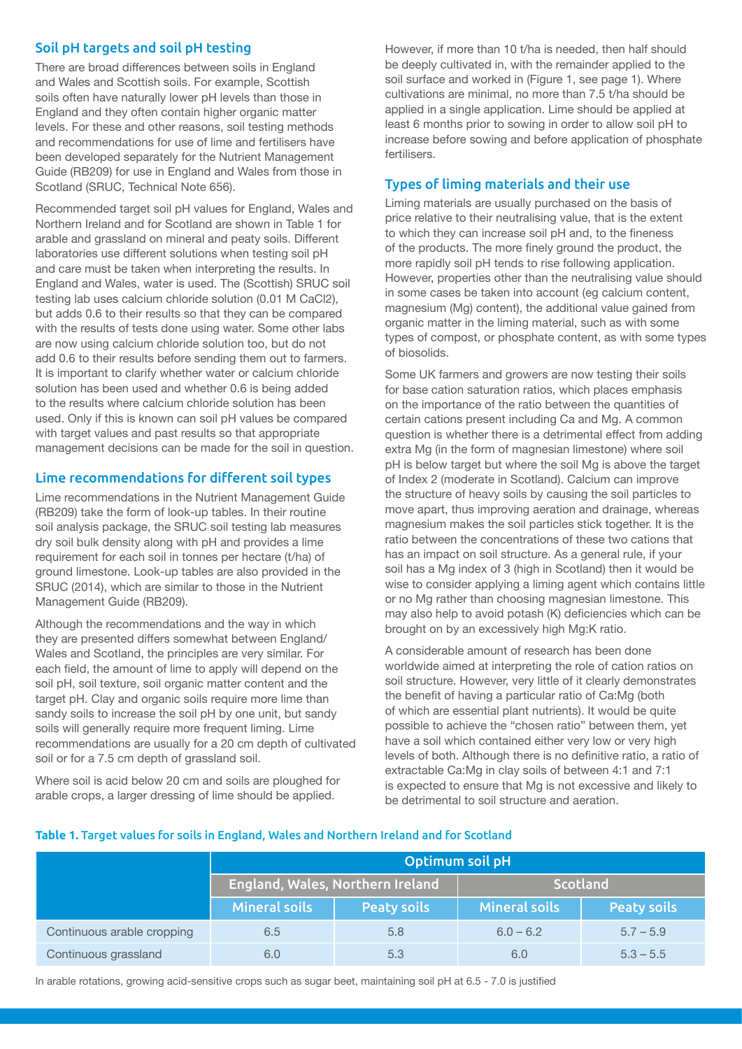## Soil pH targets and soil pH testing

There are broad differences between soils in England and Wales and Scottish soils. For example, Scottish soils often have naturally lower pH levels than those in England and they often contain higher organic matter levels. For these and other reasons, soil testing methods and recommendations for use of lime and fertilisers have been developed separately for the Nutrient Management Guide (RB209) for use in England and Wales from those in Scotland (SRUC, Technical Note 656).

Recommended target soil pH values for England, Wales and Northern Ireland and for Scotland are shown in Table 1 for arable and grassland on mineral and peaty soils. Different laboratories use different solutions when testing soil pH and care must be taken when interpreting the results. In England and Wales, water is used. The (Scottish) SRUC soil testing lab uses calcium chloride solution (0.01 M $CaCl_2$), but adds 0.6 to their results so that they can be compared with the results of tests done using water. Some other labs are now using calcium chloride solution too, but do not add 0.6 to their results before sending them out to farmers. It is important to clarify whether water or calcium chloride solution has been used and whether 0.6 is being added to the results where calcium chloride solution has been used. Only if this is known can soil pH values be compared with target values and past results so that appropriate management decisions can be made for the soil in question.

## Lime recommendations for different soil types

Lime recommendations in the Nutrient Management Guide (RB209) take the form of look-up tables. In their routine soil analysis package, the SRUC soil testing lab measures dry soil bulk density along with pH and provides a lime requirement for each soil in tonnes per hectare (t/ha) of ground limestone. Look-up tables are also provided in the SRUC (2014), which are similar to those in the Nutrient Management Guide (RB209).

Although the recommendations and the way in which they are presented differs somewhat between England/Wales and Scotland, the principles are very similar. For each field, the amount of lime to apply will depend on the soil pH, soil texture, soil organic matter content and the target pH. Clay and organic soils require more lime than sandy soils to increase the soil pH by one unit, but sandy soils will generally require more frequent liming. Lime recommendations are usually for a 20 cm depth of cultivated soil or for a 7.5 cm depth of grassland soil.

Where soil is acid below 20 cm and soils are ploughed for arable crops, a larger dressing of lime should be applied. However, if more than 10 t/ha is needed, then half should be deeply cultivated in, with the remainder applied to the soil surface and worked in (Figure 1, see page 1). Where cultivations are minimal, no more than 7.5 t/ha should be applied in a single application. Lime should be applied at least 6 months prior to sowing in order to allow soil pH to increase before sowing and before application of phosphate fertilisers.

## Types of liming materials and their use

Liming materials are usually purchased on the basis of price relative to their neutralising value, that is the extent to which they can increase soil pH and, to the fineness of the products. The more finely ground the product, the more rapidly soil pH tends to rise following application. However, properties other than the neutralising value should in some cases be taken into account (eg calcium content, magnesium (Mg) content), the additional value gained from organic matter in the liming material, such as with some types of compost, or phosphate content, as with some types of biosolids.

Some UK farmers and growers are now testing their soils for base cation saturation ratios, which places emphasis on the importance of the ratio between the quantities of certain cations present including Ca and Mg. A common question is whether there is a detrimental effect from adding extra Mg (in the form of magnesian limestone) where soil pH is below target but where the soil Mg is above the target of Index 2 (moderate in Scotland). Calcium can improve the structure of heavy soils by causing the soil particles to move apart, thus improving aeration and drainage, whereas magnesium makes the soil particles stick together. It is the ratio between the concentrations of these two cations that has an impact on soil structure. As a general rule, if your soil has a Mg index of 3 (high in Scotland) then it would be wise to consider applying a liming agent which contains little or no Mg rather than choosing magnesian limestone. This may also help to avoid potash (K) deficiencies which can be brought on by an excessively high Mg:K ratio.

A considerable amount of research has been done worldwide aimed at interpreting the role of cation ratios on soil structure. However, very little of it clearly demonstrates the benefit of having a particular ratio of Ca:Mg (both of which are essential plant nutrients). It would be quite possible to achieve the "chosen ratio" between them, yet have a soil which contained either very low or very high levels of both. Although there is no definitive ratio, a ratio of extractable Ca:Mg in clay soils of between 4:1 and 7:1 is expected to ensure that Mg is not excessive and likely to be detrimental to soil structure and aeration.

**Table 1.** Target values for soils in England, Wales and Northern Ireland and for Scotland

| | Optimum soil pH | | | |
|---|---|---|---|---|
| | England, Wales, Northern Ireland | | Scotland | |
| | Mineral soils | Peaty soils | Mineral soils | Peaty soils |
| Continuous arable cropping | 6.5 | 5.8 | 6.0 – 6.2 | 5.7 – 5.9 |
| Continuous grassland | 6.0 | 5.3 | 6.0 | 5.3 – 5.5 |

In arable rotations, growing acid-sensitive crops such as sugar beet, maintaining soil pH at 6.5 - 7.0 is justified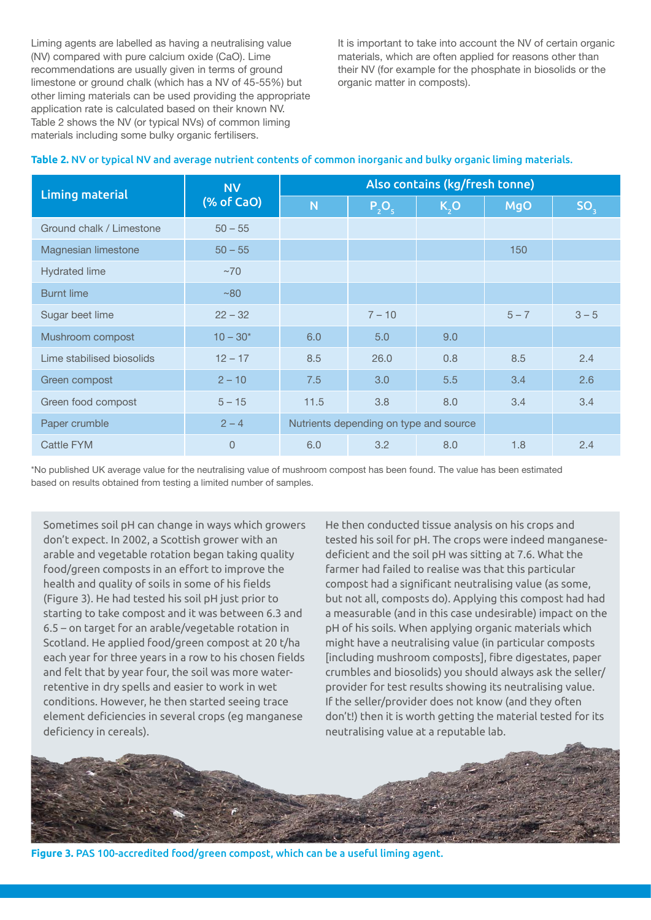Liming agents are labelled as having a neutralising value (NV) compared with pure calcium oxide (CaO). Lime recommendations are usually given in terms of ground limestone or ground chalk (which has a NV of 45-55%) but other liming materials can be used providing the appropriate application rate is calculated based on their known NV. Table 2 shows the NV (or typical NVs) of common liming materials including some bulky organic fertilisers.

It is important to take into account the NV of certain organic materials, which are often applied for reasons other than their NV (for example for the phosphate in biosolids or the organic matter in composts).

**Table 2.** NV or typical NV and average nutrient contents of common inorganic and bulky organic liming materials.

| Liming material | NV (% of CaO) | Also contains (kg/fresh tonne) | | | | |
|---|---|---|---|---|---|---|
| | | N | $P_2O_5$ | $K_2O$ | MgO | $SO_3$ |
| Ground chalk / Limestone | 50 – 55 | | | | | |
| Magnesian limestone | 50 – 55 | | | | 150 | |
| Hydrated lime | ~70 | | | | | |
| Burnt lime | ~80 | | | | | |
| Sugar beet lime | 22 – 32 | | 7 – 10 | | 5 – 7 | 3 – 5 |
| Mushroom compost | 10 – 30* | 6.0 | 5.0 | 9.0 | | |
| Lime stabilised biosolids | 12 – 17 | 8.5 | 26.0 | 0.8 | 8.5 | 2.4 |
| Green compost | 2 – 10 | 7.5 | 3.0 | 5.5 | 3.4 | 2.6 |
| Green food compost | 5 – 15 | 11.5 | 3.8 | 8.0 | 3.4 | 3.4 |
| Paper crumble | 2 – 4 | Nutrients depending on type and source | | | | |
| Cattle FYM | 0 | 6.0 | 3.2 | 8.0 | 1.8 | 2.4 |

*No published UK average value for the neutralising value of mushroom compost has been found. The value has been estimated based on results obtained from testing a limited number of samples.

Sometimes soil pH can change in ways which growers don't expect. In 2002, a Scottish grower with an arable and vegetable rotation began taking quality food/green composts in an effort to improve the health and quality of soils in some of his fields (Figure 3). He had tested his soil pH just prior to starting to take compost and it was between 6.3 and 6.5 – on target for an arable/vegetable rotation in Scotland. He applied food/green compost at 20 t/ha each year for three years in a row to his chosen fields and felt that by year four, the soil was more water-retentive in dry spells and easier to work in wet conditions. However, he then started seeing trace element deficiencies in several crops (eg manganese deficiency in cereals).

He then conducted tissue analysis on his crops and tested his soil for pH. The crops were indeed manganese-deficient and the soil pH was sitting at 7.6. What the farmer had failed to realise was that this particular compost had a significant neutralising value (as some, but not all, composts do). Applying this compost had had a measurable (and in this case undesirable) impact on the pH of his soils. When applying organic materials which might have a neutralising value (in particular composts [including mushroom composts], fibre digestates, paper crumbles and biosolids) you should always ask the seller/provider for test results showing its neutralising value. If the seller/provider does not know (and they often don't!) then it is worth getting the material tested for its neutralising value at a reputable lab.

**Figure 3.** PAS 100-accredited food/green compost, which can be a useful liming agent.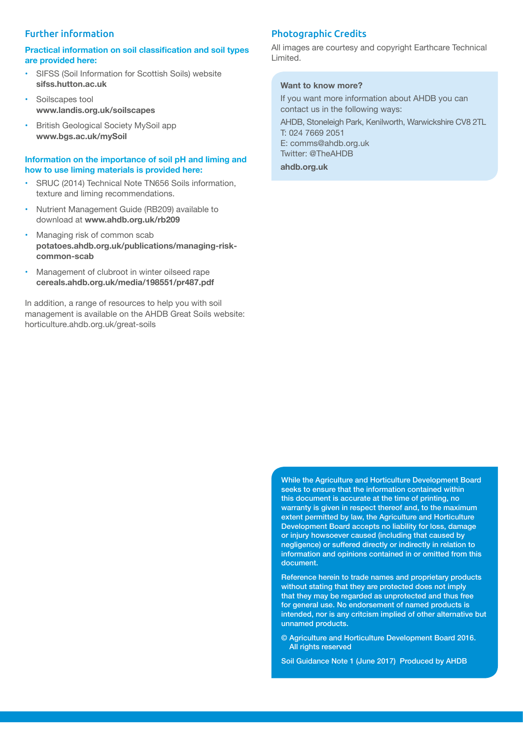## Further information

**Practical information on soil classification and soil types are provided here:**

- SIFSS (Soil Information for Scottish Soils) website
  **sifss.hutton.ac.uk**
- Soilscapes tool
  **www.landis.org.uk/soilscapes**
- British Geological Society MySoil app
  **www.bgs.ac.uk/mySoil**

**Information on the importance of soil pH and liming and how to use liming materials is provided here:**

- SRUC (2014) Technical Note TN656 Soils information, texture and liming recommendations.
- Nutrient Management Guide (RB209) available to download at **www.ahdb.org.uk/rb209**
- Managing risk of common scab
  **potatoes.ahdb.org.uk/publications/managing-risk-common-scab**
- Management of clubroot in winter oilseed rape
  **cereals.ahdb.org.uk/media/198551/pr487.pdf**

In addition, a range of resources to help you with soil management is available on the AHDB Great Soils website: horticulture.ahdb.org.uk/great-soils

## Photographic Credits

All images are courtesy and copyright Earthcare Technical Limited.

**Want to know more?**

If you want more information about AHDB you can contact us in the following ways:

AHDB, Stoneleigh Park, Kenilworth, Warwickshire CV8 2TL
T: 024 7669 2051
E: comms@ahdb.org.uk
Twitter: @TheAHDB

**ahdb.org.uk**

While the Agriculture and Horticulture Development Board seeks to ensure that the information contained within this document is accurate at the time of printing, no warranty is given in respect thereof and, to the maximum extent permitted by law, the Agriculture and Horticulture Development Board accepts no liability for loss, damage or injury howsoever caused (including that caused by negligence) or suffered directly or indirectly in relation to information and opinions contained in or omitted from this document.

Reference herein to trade names and proprietary products without stating that they are protected does not imply that they may be regarded as unprotected and thus free for general use. No endorsement of named products is intended, nor is any critcism implied of other alternative but unnamed products.

© Agriculture and Horticulture Development Board 2016. All rights reserved

Soil Guidance Note 1 (June 2017) Produced by AHDB